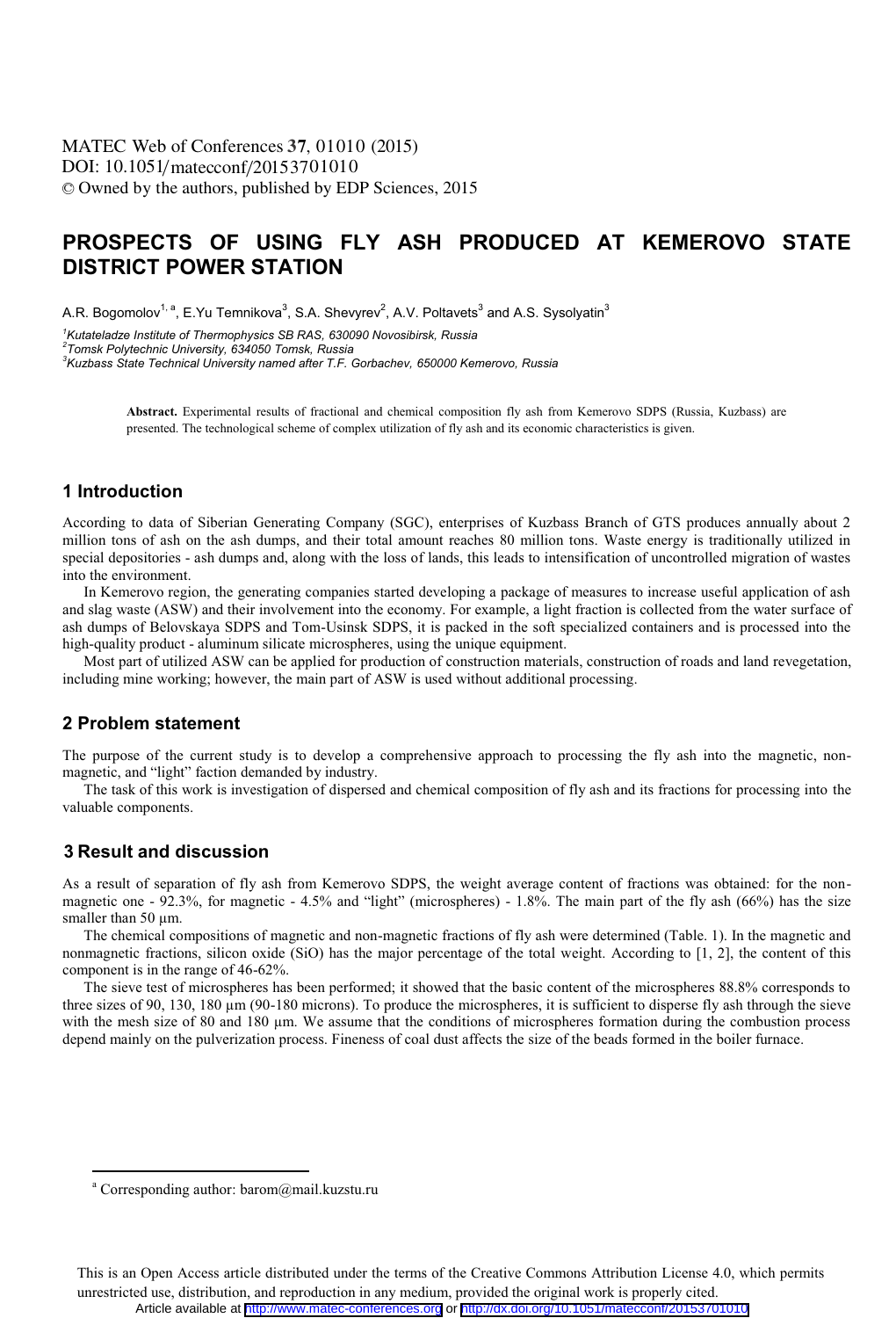# PROSPECTS OF USING FLY ASH PRODUCED AT KEMEROVO STATE DISTRICT POWER STATION

A.R. Bogomolov[1, a], E.Yu Temnikova[3], S.A. Shevyrev[2], A.V. Poltavets[3] and A.S. Sysolyatin[3]

[1]*Kutateladze Institute of Thermophysics SB RAS, 630090 Novosibirsk, Russia*
[2]*Tomsk Polytechnic University, 634050 Tomsk, Russia*
[3]*Kuzbass State Technical University named after T.F. Gorbachev, 650000 Kemerovo, Russia*

**Abstract.** Experimental results of fractional and chemical composition fly ash from Kemerovo SDPS (Russia, Kuzbass) are presented. The technological scheme of complex utilization of fly ash and its economic characteristics is given.

## 1 Introduction

According to data of Siberian Generating Company (SGC), enterprises of Kuzbass Branch of GTS produces annually about 2 million tons of ash on the ash dumps, and their total amount reaches 80 million tons. Waste energy is traditionally utilized in special depositories - ash dumps and, along with the loss of lands, this leads to intensification of uncontrolled migration of wastes into the environment.

In Kemerovo region, the generating companies started developing a package of measures to increase useful application of ash and slag waste (ASW) and their involvement into the economy. For example, a light fraction is collected from the water surface of ash dumps of Belovskaya SDPS and Tom-Usinsk SDPS, it is packed in the soft specialized containers and is processed into the high-quality product - aluminum silicate microspheres, using the unique equipment.

Most part of utilized ASW can be applied for production of construction materials, construction of roads and land revegetation, including mine working; however, the main part of ASW is used without additional processing.

## 2 Problem statement

The purpose of the current study is to develop a comprehensive approach to processing the fly ash into the magnetic, non-magnetic, and "light" faction demanded by industry.

The task of this work is investigation of dispersed and chemical composition of fly ash and its fractions for processing into the valuable components.

## 3 Result and discussion

As a result of separation of fly ash from Kemerovo SDPS, the weight average content of fractions was obtained: for the non-magnetic one - 92.3%, for magnetic - 4.5% and "light" (microspheres) - 1.8%. The main part of the fly ash (66%) has the size smaller than 50 μm.

The chemical compositions of magnetic and non-magnetic fractions of fly ash were determined (Table. 1). In the magnetic and nonmagnetic fractions, silicon oxide (SiO) has the major percentage of the total weight. According to [1, 2], the content of this component is in the range of 46-62%.

The sieve test of microspheres has been performed; it showed that the basic content of the microspheres 88.8% corresponds to three sizes of 90, 130, 180 μm (90-180 microns). To produce the microspheres, it is sufficient to disperse fly ash through the sieve with the mesh size of 80 and 180 μm. We assume that the conditions of microspheres formation during the combustion process depend mainly on the pulverization process. Fineness of coal dust affects the size of the beads formed in the boiler furnace.

[a] Corresponding author: barom@mail.kuzstu.ru

This is an Open Access article distributed under the terms of the Creative Commons Attribution License 4.0, which permits unrestricted use, distribution, and reproduction in any medium, provided the original work is properly cited.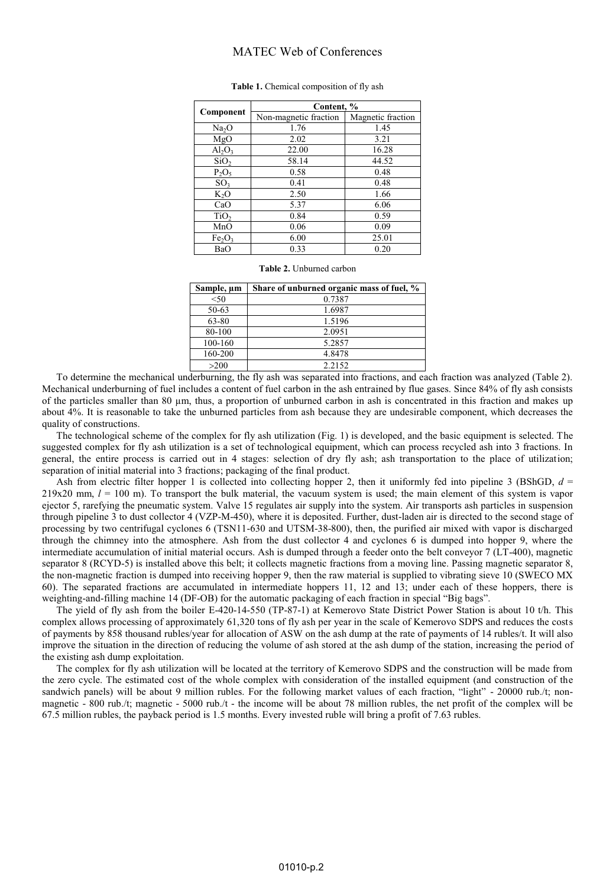**Table 1.** Chemical composition of fly ash

| Component | Content, % | |
|---|---|---|
| | Non-magnetic fraction | Magnetic fraction |
| $Na_2O$ | 1.76 | 1.45 |
| $MgO$ | 2.02 | 3.21 |
| $Al_2O_3$ | 22.00 | 16.28 |
| $SiO_2$ | 58.14 | 44.52 |
| $P_2O_5$ | 0.58 | 0.48 |
| $SO_3$ | 0.41 | 0.48 |
| $K_2O$ | 2.50 | 1.66 |
| $CaO$ | 5.37 | 6.06 |
| $TiO_2$ | 0.84 | 0.59 |
| $MnO$ | 0.06 | 0.09 |
| $Fe_2O_3$ | 6.00 | 25.01 |
| $BaO$ | 0.33 | 0.20 |

**Table 2.** Unburned carbon

| Sample, µm | Share of unburned organic mass of fuel, % |
|---|---|
| <50 | 0.7387 |
| 50-63 | 1.6987 |
| 63-80 | 1.5196 |
| 80-100 | 2.0951 |
| 100-160 | 5.2857 |
| 160-200 | 4.8478 |
| >200 | 2.2152 |

To determine the mechanical underburning, the fly ash was separated into fractions, and each fraction was analyzed (Table 2). Mechanical underburning of fuel includes a content of fuel carbon in the ash entrained by flue gases. Since 84% of fly ash consists of the particles smaller than 80 µm, thus, a proportion of unburned carbon in ash is concentrated in this fraction and makes up about 4%. It is reasonable to take the unburned particles from ash because they are undesirable component, which decreases the quality of constructions.

The technological scheme of the complex for fly ash utilization (Fig. 1) is developed, and the basic equipment is selected. The suggested complex for fly ash utilization is a set of technological equipment, which can process recycled ash into 3 fractions. In general, the entire process is carried out in 4 stages: selection of dry fly ash; ash transportation to the place of utilization; separation of initial material into 3 fractions; packaging of the final product.

Ash from electric filter hopper 1 is collected into collecting hopper 2, then it uniformly fed into pipeline 3 (BShGD, $d$ = 219x20 mm, $l$ = 100 m). To transport the bulk material, the vacuum system is used; the main element of this system is vapor ejector 5, rarefying the pneumatic system. Valve 15 regulates air supply into the system. Air transports ash particles in suspension through pipeline 3 to dust collector 4 (VZP-M-450), where it is deposited. Further, dust-laden air is directed to the second stage of processing by two centrifugal cyclones 6 (TSN11-630 and UTSM-38-800), then, the purified air mixed with vapor is discharged through the chimney into the atmosphere. Ash from the dust collector 4 and cyclones 6 is dumped into hopper 9, where the intermediate accumulation of initial material occurs. Ash is dumped through a feeder onto the belt conveyor 7 (LT-400), magnetic separator 8 (RCYD-5) is installed above this belt; it collects magnetic fractions from a moving line. Passing magnetic separator 8, the non-magnetic fraction is dumped into receiving hopper 9, then the raw material is supplied to vibrating sieve 10 (SWECO MX 60). The separated fractions are accumulated in intermediate hoppers 11, 12 and 13; under each of these hoppers, there is weighting-and-filling machine 14 (DF-OB) for the automatic packaging of each fraction in special "Big bags".

The yield of fly ash from the boiler E-420-14-550 (TP-87-1) at Kemerovo State District Power Station is about 10 t/h. This complex allows processing of approximately 61,320 tons of fly ash per year in the scale of Kemerovo SDPS and reduces the costs of payments by 858 thousand rubles/year for allocation of ASW on the ash dump at the rate of payments of 14 rubles/t. It will also improve the situation in the direction of reducing the volume of ash stored at the ash dump of the station, increasing the period of the existing ash dump exploitation.

The complex for fly ash utilization will be located at the territory of Kemerovo SDPS and the construction will be made from the zero cycle. The estimated cost of the whole complex with consideration of the installed equipment (and construction of the sandwich panels) will be about 9 million rubles. For the following market values of each fraction, "light" - 20000 rub./t; non-magnetic - 800 rub./t; magnetic - 5000 rub./t - the income will be about 78 million rubles, the net profit of the complex will be 67.5 million rubles, the payback period is 1.5 months. Every invested ruble will bring a profit of 7.63 rubles.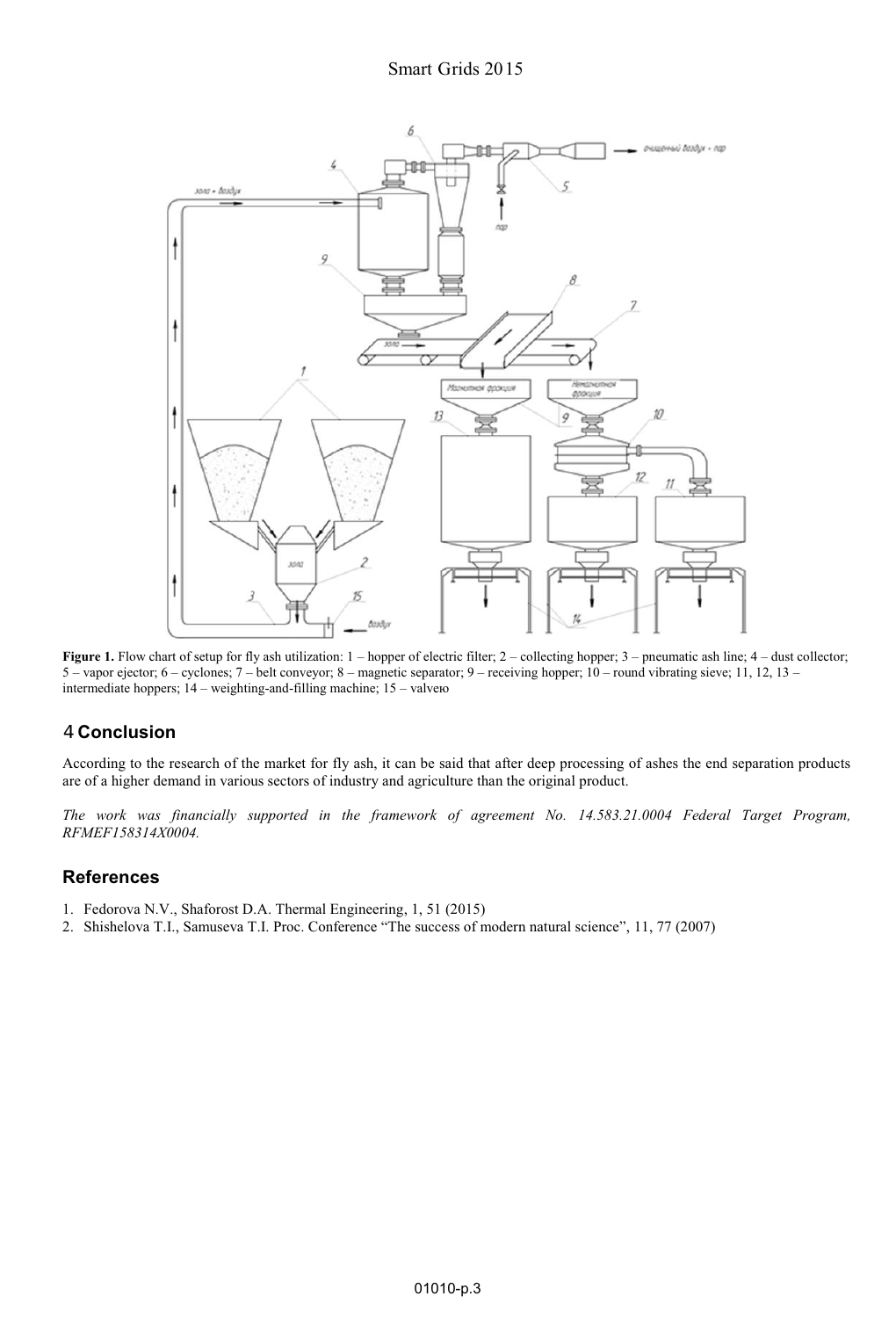Figure 1. Flow chart of setup for fly ash utilization: 1 – hopper of electric filter; 2 – collecting hopper; 3 – pneumatic ash line; 4 – dust collector; 5 – vapor ejector; 6 – cyclones; 7 – belt conveyor; 8 – magnetic separator; 9 – receiving hopper; 10 – round vibrating sieve; 11, 12, 13 – intermediate hoppers; 14 – weighting-and-filling machine; 15 – valveю

## 4 Conclusion

According to the research of the market for fly ash, it can be said that after deep processing of ashes the end separation products are of a higher demand in various sectors of industry and agriculture than the original product.

*The work was financially supported in the framework of agreement No. 14.583.21.0004 Federal Target Program, RFMEF158314X0004.*

## References

1. Fedorova N.V., Shaforost D.A. Thermal Engineering, 1, 51 (2015)
2. Shishelova T.I., Samuseva T.I. Proc. Conference "The success of modern natural science", 11, 77 (2007)